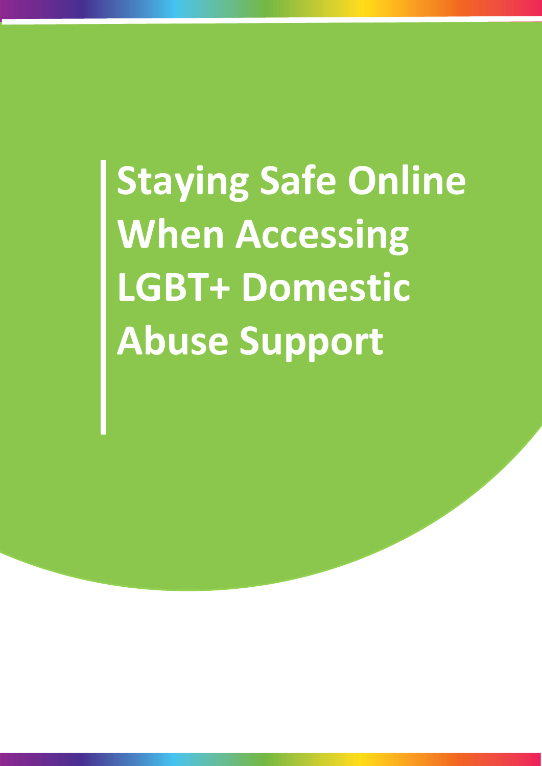# Staying Safe Online When Accessing LGBT+ Domestic Abuse Support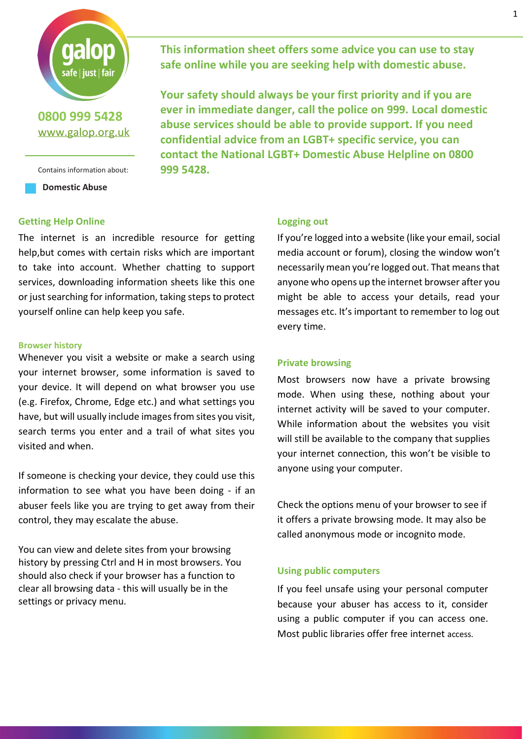0800 999 5428
[www.galop.org.uk](http://www.galop.org.uk)

Contains information about:

**Domestic Abuse**

**This information sheet offers some advice you can use to stay safe online while you are seeking help with domestic abuse.**

**Your safety should always be your first priority and if you are ever in immediate danger, call the police on 999. Local domestic abuse services should be able to provide support. If you need confidential advice from an LGBT+ specific service, you can contact the National LGBT+ Domestic Abuse Helpline on 0800 999 5428.**

## Getting Help Online

The internet is an incredible resource for getting help,but comes with certain risks which are important to take into account. Whether chatting to support services, downloading information sheets like this one or just searching for information, taking steps to protect yourself online can help keep you safe.

### Browser history

Whenever you visit a website or make a search using your internet browser, some information is saved to your device. It will depend on what browser you use (e.g. Firefox, Chrome, Edge etc.) and what settings you have, but will usually include images from sites you visit, search terms you enter and a trail of what sites you visited and when.

If someone is checking your device, they could use this information to see what you have been doing - if an abuser feels like you are trying to get away from their control, they may escalate the abuse.

You can view and delete sites from your browsing history by pressing Ctrl and H in most browsers. You should also check if your browser has a function to clear all browsing data - this will usually be in the settings or privacy menu.

### Logging out

If you're logged into a website (like your email, social media account or forum), closing the window won't necessarily mean you're logged out. That means that anyone who opens up the internet browser after you might be able to access your details, read your messages etc. It's important to remember to log out every time.

### Private browsing

Most browsers now have a private browsing mode. When using these, nothing about your internet activity will be saved to your computer. While information about the websites you visit will still be available to the company that supplies your internet connection, this won't be visible to anyone using your computer.

Check the options menu of your browser to see if it offers a private browsing mode. It may also be called anonymous mode or incognito mode.

### Using public computers

If you feel unsafe using your personal computer because your abuser has access to it, consider using a public computer if you can access one. Most public libraries offer free internet access.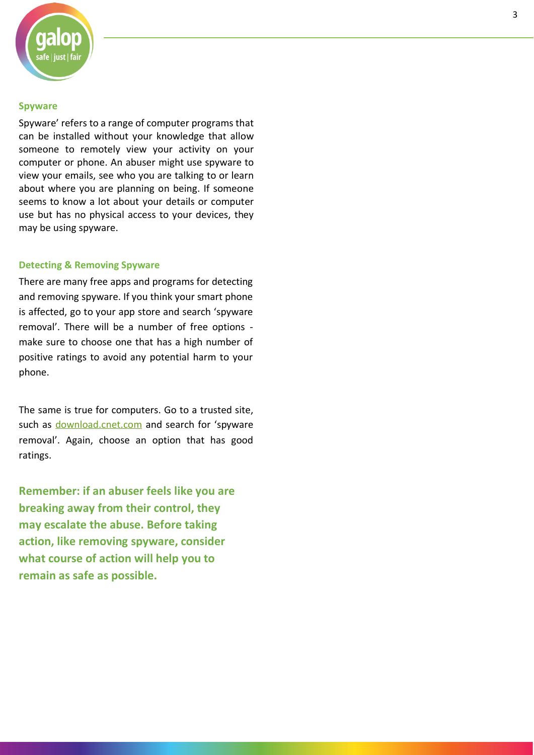### Spyware

Spyware' refers to a range of computer programs that can be installed without your knowledge that allow someone to remotely view your activity on your computer or phone. An abuser might use spyware to view your emails, see who you are talking to or learn about where you are planning on being. If someone seems to know a lot about your details or computer use but has no physical access to your devices, they may be using spyware.

### Detecting & Removing Spyware

There are many free apps and programs for detecting and removing spyware. If you think your smart phone is affected, go to your app store and search 'spyware removal'. There will be a number of free options - make sure to choose one that has a high number of positive ratings to avoid any potential harm to your phone.

The same is true for computers. Go to a trusted site, such as download.cnet.com and search for 'spyware removal'. Again, choose an option that has good ratings.

**Remember: if an abuser feels like you are breaking away from their control, they may escalate the abuse. Before taking action, like removing spyware, consider what course of action will help you to remain as safe as possible.**